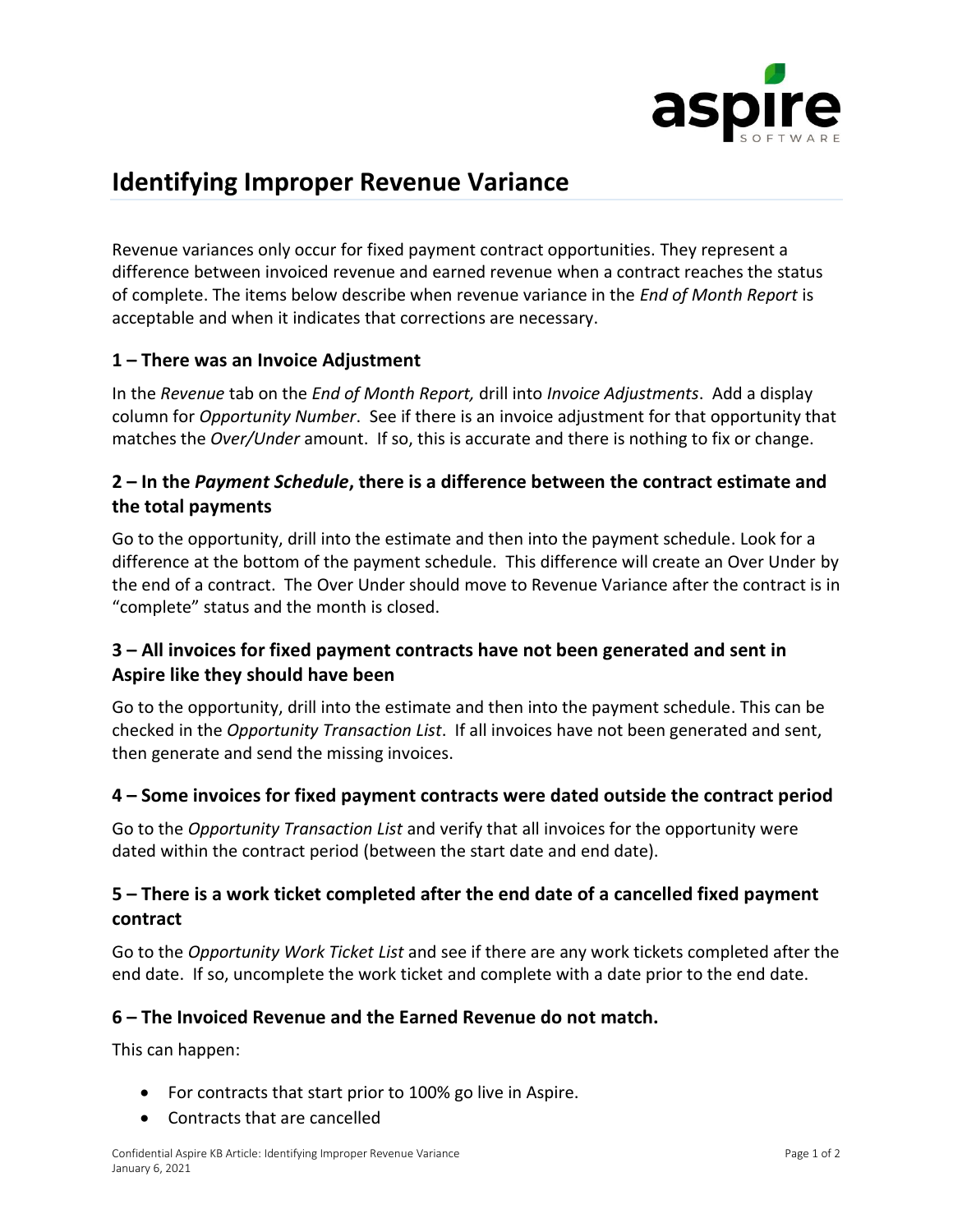# Identifying Improper Revenue Variance

Revenue variances only occur for fixed payment contract opportunities. They represent a difference between invoiced revenue and earned revenue when a contract reaches the status of complete. The items below describe when revenue variance in the *End of Month Report* is acceptable and when it indicates that corrections are necessary.

### 1 – There was an Invoice Adjustment

In the *Revenue* tab on the *End of Month Report,* drill into *Invoice Adjustments*. Add a display column for *Opportunity Number*. See if there is an invoice adjustment for that opportunity that matches the *Over/Under* amount. If so, this is accurate and there is nothing to fix or change.

### 2 – In the *Payment Schedule*, there is a difference between the contract estimate and the total payments

Go to the opportunity, drill into the estimate and then into the payment schedule. Look for a difference at the bottom of the payment schedule. This difference will create an Over Under by the end of a contract. The Over Under should move to Revenue Variance after the contract is in "complete" status and the month is closed.

### 3 – All invoices for fixed payment contracts have not been generated and sent in Aspire like they should have been

Go to the opportunity, drill into the estimate and then into the payment schedule. This can be checked in the *Opportunity Transaction List*. If all invoices have not been generated and sent, then generate and send the missing invoices.

### 4 – Some invoices for fixed payment contracts were dated outside the contract period

Go to the *Opportunity Transaction List* and verify that all invoices for the opportunity were dated within the contract period (between the start date and end date).

### 5 – There is a work ticket completed after the end date of a cancelled fixed payment contract

Go to the *Opportunity Work Ticket List* and see if there are any work tickets completed after the end date. If so, uncomplete the work ticket and complete with a date prior to the end date.

### 6 – The Invoiced Revenue and the Earned Revenue do not match.

This can happen:

- For contracts that start prior to 100% go live in Aspire.
- Contracts that are cancelled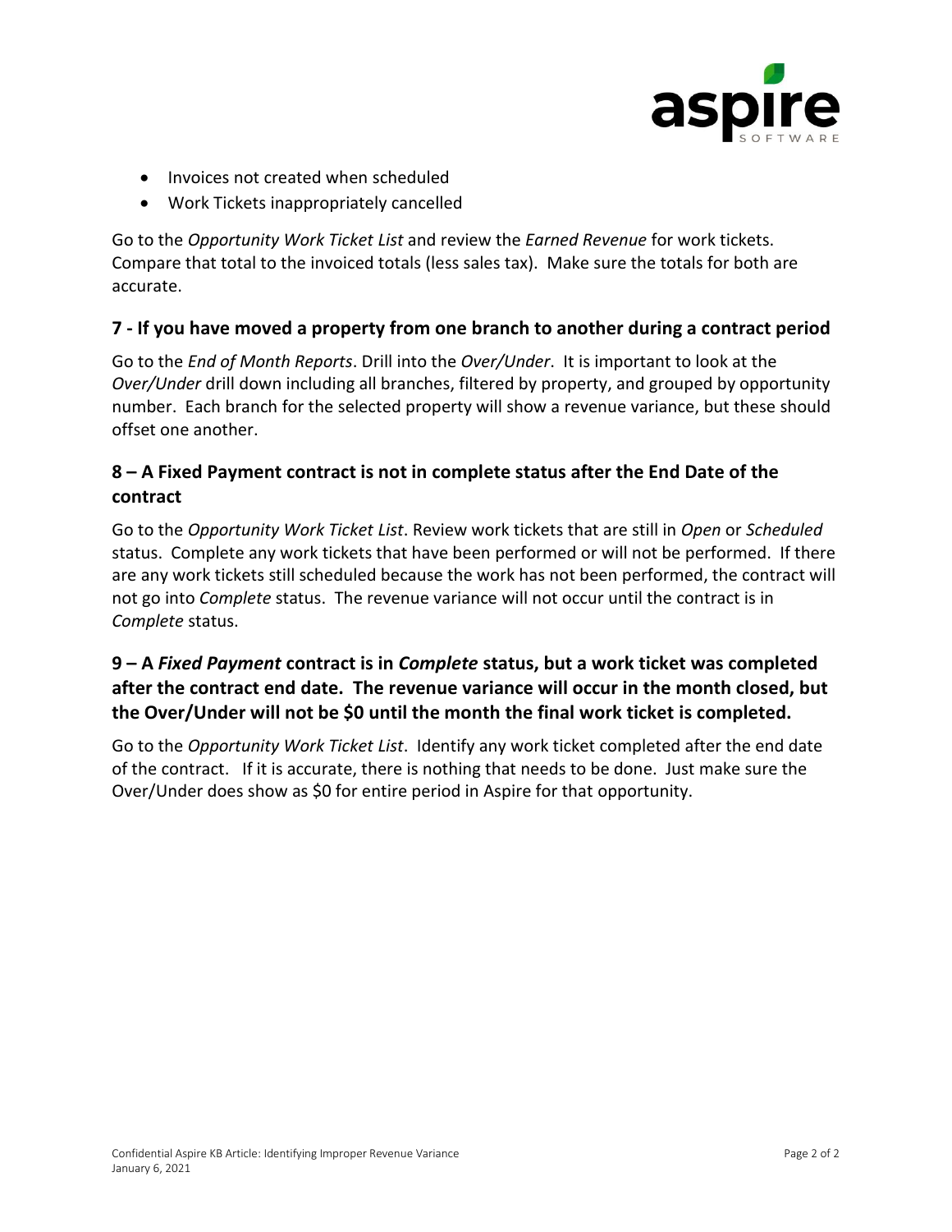- Invoices not created when scheduled
- Work Tickets inappropriately cancelled

Go to the *Opportunity Work Ticket List* and review the *Earned Revenue* for work tickets. Compare that total to the invoiced totals (less sales tax). Make sure the totals for both are accurate.

### 7 - If you have moved a property from one branch to another during a contract period

Go to the *End of Month Reports*. Drill into the *Over/Under*. It is important to look at the *Over/Under* drill down including all branches, filtered by property, and grouped by opportunity number. Each branch for the selected property will show a revenue variance, but these should offset one another.

### 8 – A Fixed Payment contract is not in complete status after the End Date of the contract

Go to the *Opportunity Work Ticket List*. Review work tickets that are still in *Open* or *Scheduled* status. Complete any work tickets that have been performed or will not be performed. If there are any work tickets still scheduled because the work has not been performed, the contract will not go into *Complete* status. The revenue variance will not occur until the contract is in *Complete* status.

### 9 – A *Fixed Payment* contract is in *Complete* status, but a work ticket was completed after the contract end date. The revenue variance will occur in the month closed, but the Over/Under will not be $0 until the month the final work ticket is completed.

Go to the *Opportunity Work Ticket List*. Identify any work ticket completed after the end date of the contract. If it is accurate, there is nothing that needs to be done. Just make sure the Over/Under does show as $0 for entire period in Aspire for that opportunity.